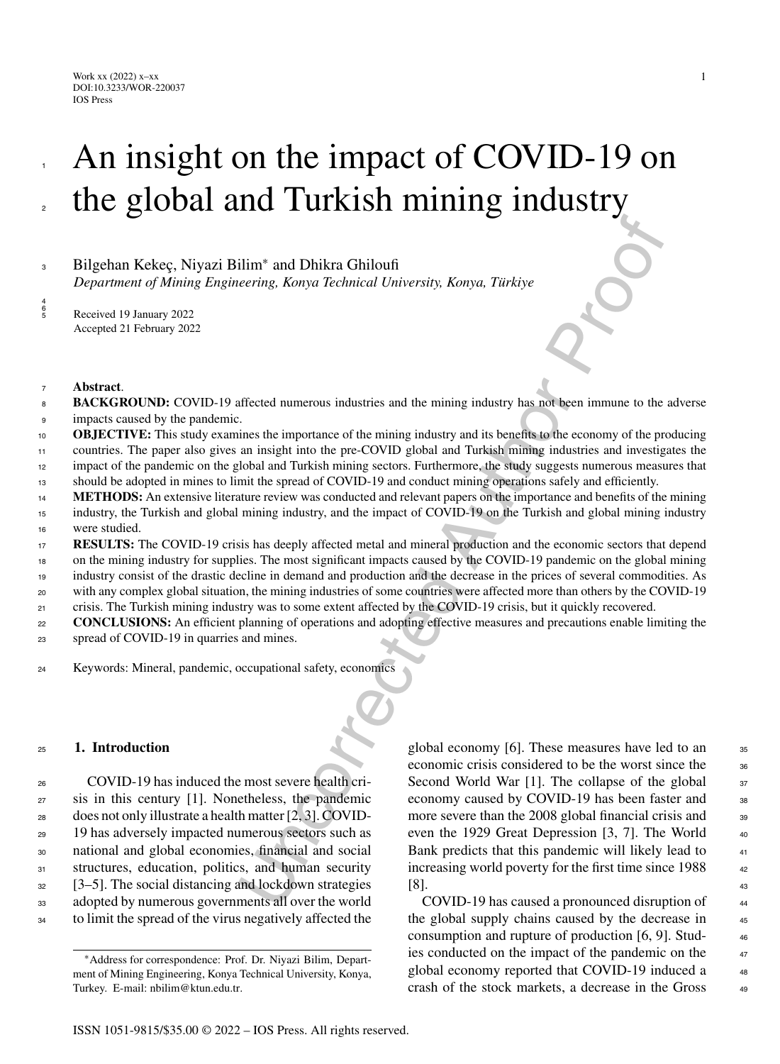# An insight on the impact of COVID-19 on the global and Turkish mining industry

Bilgehan Kekeç, Niyazi Bilim* and Dhikra Ghiloufi

*Department of Mining Engineering, Konya Technical University, Konya, Türkiye*

Received 19 January 2022
Accepted 21 February 2022

**Abstract**.

**BACKGROUND:** COVID-19 affected numerous industries and the mining industry has not been immune to the adverse impacts caused by the pandemic.

**OBJECTIVE:** This study examines the importance of the mining industry and its benefits to the economy of the producing countries. The paper also gives an insight into the pre-COVID global and Turkish mining industries and investigates the impact of the pandemic on the global and Turkish mining sectors. Furthermore, the study suggests numerous measures that should be adopted in mines to limit the spread of COVID-19 and conduct mining operations safely and efficiently.

**METHODS:** An extensive literature review was conducted and relevant papers on the importance and benefits of the mining industry, the Turkish and global mining industry, and the impact of COVID-19 on the Turkish and global mining industry were studied.

**RESULTS:** The COVID-19 crisis has deeply affected metal and mineral production and the economic sectors that depend on the mining industry for supplies. The most significant impacts caused by the COVID-19 pandemic on the global mining industry consist of the drastic decline in demand and production and the decrease in the prices of several commodities. As with any complex global situation, the mining industries of some countries were affected more than others by the COVID-19 crisis. The Turkish mining industry was to some extent affected by the COVID-19 crisis, but it quickly recovered.

**CONCLUSIONS:** An efficient planning of operations and adopting effective measures and precautions enable limiting the spread of COVID-19 in quarries and mines.

Keywords: Mineral, pandemic, occupational safety, economics

## 1. Introduction

COVID-19 has induced the most severe health crisis in this century [1]. Nonetheless, the pandemic does not only illustrate a health matter [2, 3]. COVID-19 has adversely impacted numerous sectors such as national and global economies, financial and social structures, education, politics, and human security [3–5]. The social distancing and lockdown strategies adopted by numerous governments all over the world to limit the spread of the virus negatively affected the global economy [6]. These measures have led to an economic crisis considered to be the worst since the Second World War [1]. The collapse of the global economy caused by COVID-19 has been faster and more severe than the 2008 global financial crisis and even the 1929 Great Depression [3, 7]. The World Bank predicts that this pandemic will likely lead to increasing world poverty for the first time since 1988 [8].

COVID-19 has caused a pronounced disruption of the global supply chains caused by the decrease in consumption and rupture of production [6, 9]. Studies conducted on the impact of the pandemic on the global economy reported that COVID-19 induced a crash of the stock markets, a decrease in the Gross

*Address for correspondence: Prof. Dr. Niyazi Bilim, Department of Mining Engineering, Konya Technical University, Konya, Turkey. E-mail: nbilim@ktun.edu.tr.

ISSN 1051-9815/$35.00 © 2022 – IOS Press. All rights reserved.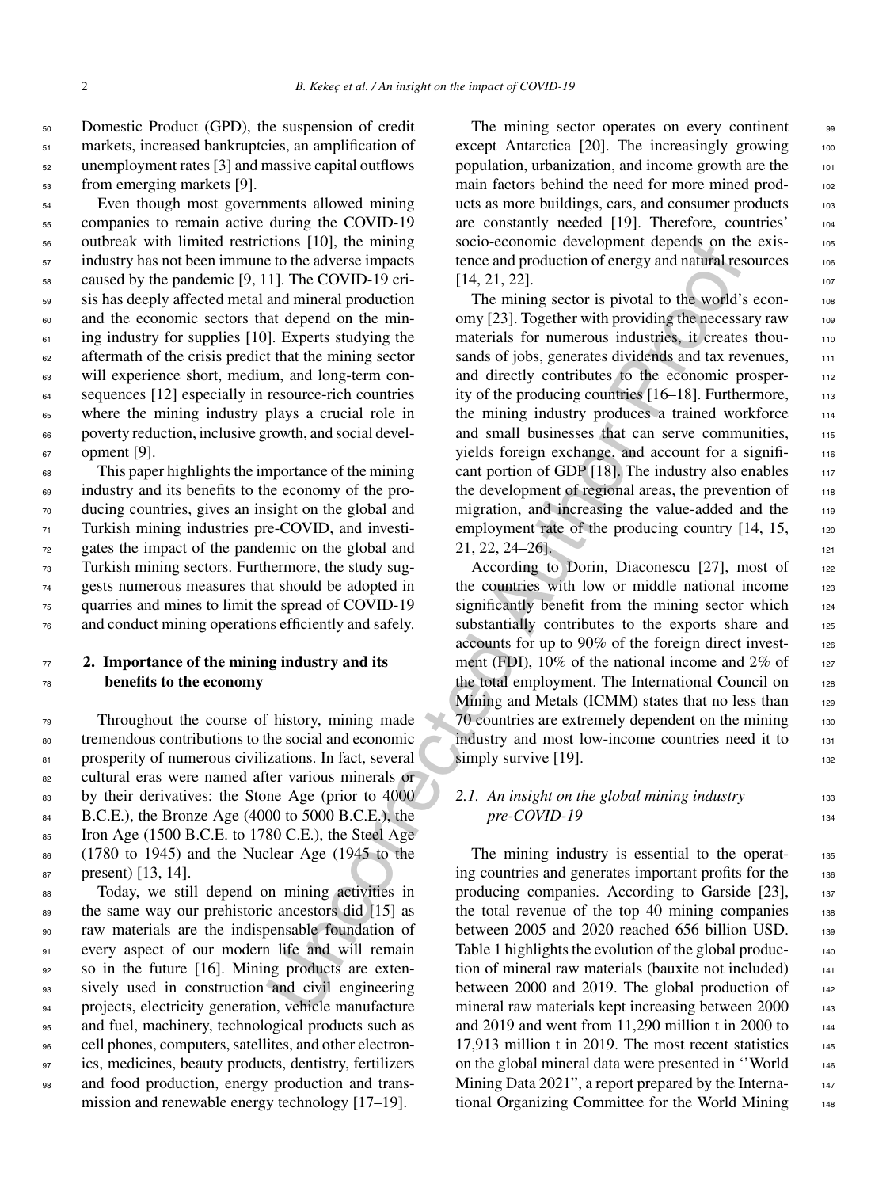Domestic Product (GPD), the suspension of credit markets, increased bankruptcies, an amplification of unemployment rates [3] and massive capital outflows from emerging markets [9].

Even though most governments allowed mining companies to remain active during the COVID-19 outbreak with limited restrictions [10], the mining industry has not been immune to the adverse impacts caused by the pandemic [9, 11]. The COVID-19 crisis has deeply affected metal and mineral production and the economic sectors that depend on the mining industry for supplies [10]. Experts studying the aftermath of the crisis predict that the mining sector will experience short, medium, and long-term consequences [12] especially in resource-rich countries where the mining industry plays a crucial role in poverty reduction, inclusive growth, and social development [9].

This paper highlights the importance of the mining industry and its benefits to the economy of the producing countries, gives an insight on the global and Turkish mining industries pre-COVID, and investigates the impact of the pandemic on the global and Turkish mining sectors. Furthermore, the study suggests numerous measures that should be adopted in quarries and mines to limit the spread of COVID-19 and conduct mining operations efficiently and safely.

## 2. Importance of the mining industry and its benefits to the economy

Throughout the course of history, mining made tremendous contributions to the social and economic prosperity of numerous civilizations. In fact, several cultural eras were named after various minerals or by their derivatives: the Stone Age (prior to 4000 B.C.E.), the Bronze Age (4000 to 5000 B.C.E.), the Iron Age (1500 B.C.E. to 1780 C.E.), the Steel Age (1780 to 1945) and the Nuclear Age (1945 to the present) [13, 14].

Today, we still depend on mining activities in the same way our prehistoric ancestors did [15] as raw materials are the indispensable foundation of every aspect of our modern life and will remain so in the future [16]. Mining products are extensively used in construction and civil engineering projects, electricity generation, vehicle manufacture and fuel, machinery, technological products such as cell phones, computers, satellites, and other electronics, medicines, beauty products, dentistry, fertilizers and food production, energy production and transmission and renewable energy technology [17–19].

The mining sector operates on every continent except Antarctica [20]. The increasingly growing population, urbanization, and income growth are the main factors behind the need for more mined products as more buildings, cars, and consumer products are constantly needed [19]. Therefore, countries' socio-economic development depends on the existence and production of energy and natural resources [14, 21, 22].

The mining sector is pivotal to the world's economy [23]. Together with providing the necessary raw materials for numerous industries, it creates thousands of jobs, generates dividends and tax revenues, and directly contributes to the economic prosperity of the producing countries [16–18]. Furthermore, the mining industry produces a trained workforce and small businesses that can serve communities, yields foreign exchange, and account for a significant portion of GDP [18]. The industry also enables the development of regional areas, the prevention of migration, and increasing the value-added and the employment rate of the producing country [14, 15, 21, 22, 24–26].

According to Dorin, Diaconescu [27], most of the countries with low or middle national income significantly benefit from the mining sector which substantially contributes to the exports share and accounts for up to 90% of the foreign direct investment (FDI), 10% of the national income and 2% of the total employment. The International Council on Mining and Metals (ICMM) states that no less than 70 countries are extremely dependent on the mining industry and most low-income countries need it to simply survive [19].

### 2.1. An insight on the global mining industry pre-COVID-19

The mining industry is essential to the operating countries and generates important profits for the producing companies. According to Garside [23], the total revenue of the top 40 mining companies between 2005 and 2020 reached 656 billion USD. Table 1 highlights the evolution of the global production of mineral raw materials (bauxite not included) between 2000 and 2019. The global production of mineral raw materials kept increasing between 2000 and 2019 and went from 11,290 million t in 2000 to 17,913 million t in 2019. The most recent statistics on the global mineral data were presented in ''World Mining Data 2021", a report prepared by the International Organizing Committee for the World Mining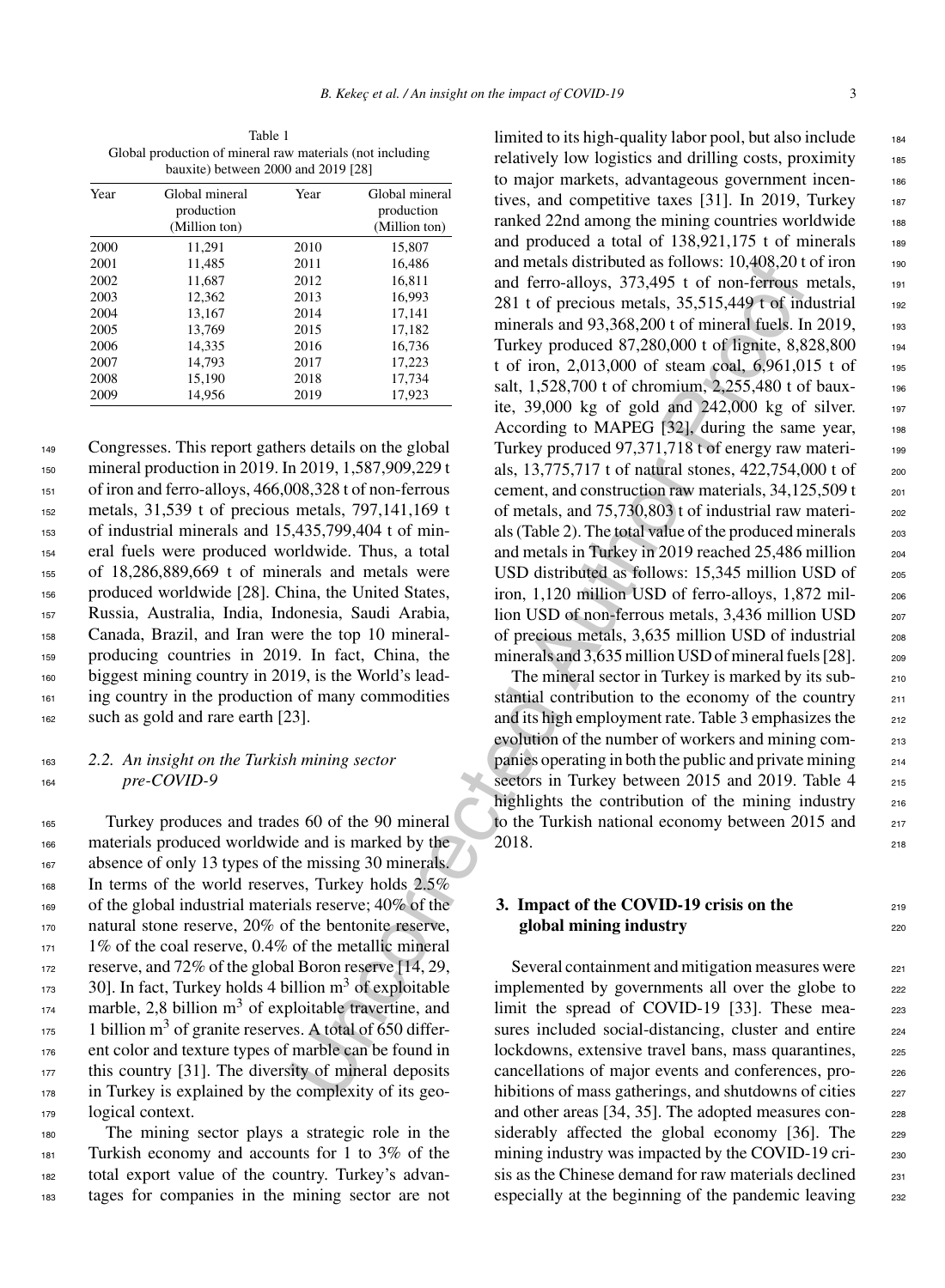Table 1
Global production of mineral raw materials (not including bauxite) between 2000 and 2019 [28]

| Year | Global mineral production (Million ton) | Year | Global mineral production (Million ton) |
|---|---|---|---|
| 2000 | 11,291 | 2010 | 15,807 |
| 2001 | 11,485 | 2011 | 16,486 |
| 2002 | 11,687 | 2012 | 16,811 |
| 2003 | 12,362 | 2013 | 16,993 |
| 2004 | 13,167 | 2014 | 17,141 |
| 2005 | 13,769 | 2015 | 17,182 |
| 2006 | 14,335 | 2016 | 16,736 |
| 2007 | 14,793 | 2017 | 17,223 |
| 2008 | 15,190 | 2018 | 17,734 |
| 2009 | 14,956 | 2019 | 17,923 |

Congresses. This report gathers details on the global mineral production in 2019. In 2019, 1,587,909,229 t of iron and ferro-alloys, 466,008,328 t of non-ferrous metals, 31,539 t of precious metals, 797,141,169 t of industrial minerals and 15,435,799,404 t of mineral fuels were produced worldwide. Thus, a total of 18,286,889,669 t of minerals and metals were produced worldwide [28]. China, the United States, Russia, Australia, India, Indonesia, Saudi Arabia, Canada, Brazil, and Iran were the top 10 mineral-producing countries in 2019. In fact, China, the biggest mining country in 2019, is the World's leading country in the production of many commodities such as gold and rare earth [23].

### 2.2. An insight on the Turkish mining sector pre-COVID-9

Turkey produces and trades 60 of the 90 mineral materials produced worldwide and is marked by the absence of only 13 types of the missing 30 minerals. In terms of the world reserves, Turkey holds 2.5% of the global industrial materials reserve; 40% of the natural stone reserve, 20% of the bentonite reserve, 1% of the coal reserve, 0.4% of the metallic mineral reserve, and 72% of the global Boron reserve [14, 29, 30]. In fact, Turkey holds 4 billion $m^3$ of exploitable marble, 2,8 billion $m^3$ of exploitable travertine, and 1 billion $m^3$ of granite reserves. A total of 650 different color and texture types of marble can be found in this country [31]. The diversity of mineral deposits in Turkey is explained by the complexity of its geological context.

The mining sector plays a strategic role in the Turkish economy and accounts for 1 to 3% of the total export value of the country. Turkey's advantages for companies in the mining sector are not limited to its high-quality labor pool, but also include relatively low logistics and drilling costs, proximity to major markets, advantageous government incentives, and competitive taxes [31]. In 2019, Turkey ranked 22nd among the mining countries worldwide and produced a total of 138,921,175 t of minerals and metals distributed as follows: 10,408,20 t of iron and ferro-alloys, 373,495 t of non-ferrous metals, 281 t of precious metals, 35,515,449 t of industrial minerals and 93,368,200 t of mineral fuels. In 2019, Turkey produced 87,280,000 t of lignite, 8,828,800 t of iron, 2,013,000 of steam coal, 6,961,015 t of salt, 1,528,700 t of chromium, 2,255,480 t of bauxite, 39,000 kg of gold and 242,000 kg of silver. According to MAPEG [32], during the same year, Turkey produced 97,371,718 t of energy raw materials, 13,775,717 t of natural stones, 422,754,000 t of cement, and construction raw materials, 34,125,509 t of metals, and 75,730,803 t of industrial raw materials (Table 2). The total value of the produced minerals and metals in Turkey in 2019 reached 25,486 million USD distributed as follows: 15,345 million USD of iron, 1,120 million USD of ferro-alloys, 1,872 million USD of non-ferrous metals, 3,436 million USD of precious metals, 3,635 million USD of industrial minerals and 3,635 million USD of mineral fuels [28].

The mineral sector in Turkey is marked by its substantial contribution to the economy of the country and its high employment rate. Table 3 emphasizes the evolution of the number of workers and mining companies operating in both the public and private mining sectors in Turkey between 2015 and 2019. Table 4 highlights the contribution of the mining industry to the Turkish national economy between 2015 and 2018.

## 3. Impact of the COVID-19 crisis on the global mining industry

Several containment and mitigation measures were implemented by governments all over the globe to limit the spread of COVID-19 [33]. These measures included social-distancing, cluster and entire lockdowns, extensive travel bans, mass quarantines, cancellations of major events and conferences, prohibitions of mass gatherings, and shutdowns of cities and other areas [34, 35]. The adopted measures considerably affected the global economy [36]. The mining industry was impacted by the COVID-19 crisis as the Chinese demand for raw materials declined especially at the beginning of the pandemic leaving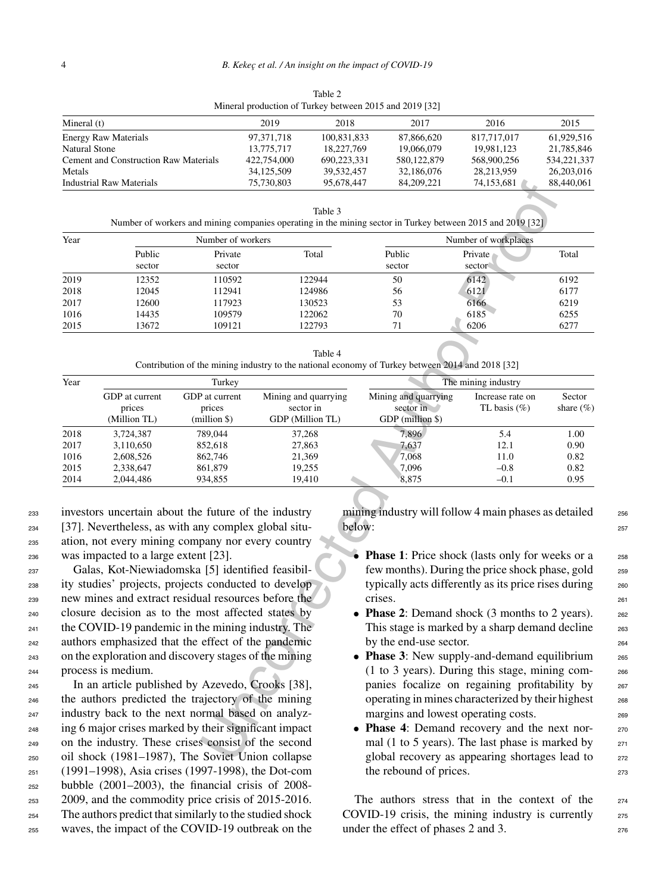Table 2
Mineral production of Turkey between 2015 and 2019 [32]

| Mineral (t) | 2019 | 2018 | 2017 | 2016 | 2015 |
|---|---|---|---|---|---|
| Energy Raw Materials | 97,371,718 | 100,831,833 | 87,866,620 | 817,717,017 | 61,929,516 |
| Natural Stone | 13,775,717 | 18,227,769 | 19,066,079 | 19,981,123 | 21,785,846 |
| Cement and Construction Raw Materials | 422,754,000 | 690,223,331 | 580,122,879 | 568,900,256 | 534,221,337 |
| Metals | 34,125,509 | 39,532,457 | 32,186,076 | 28,213,959 | 26,203,016 |
| Industrial Raw Materials | 75,730,803 | 95,678,447 | 84,209,221 | 74,153,681 | 88,440,061 |

Table 3
Number of workers and mining companies operating in the mining sector in Turkey between 2015 and 2019 [32]

| Year | Number of workers | | | Number of workplaces | | |
|---|---|---|---|---|---|---|
| | Public sector | Private sector | Total | Public sector | Private sector | Total |
| 2019 | 12352 | 110592 | 122944 | 50 | 6142 | 6192 |
| 2018 | 12045 | 112941 | 124986 | 56 | 6121 | 6177 |
| 2017 | 12600 | 117923 | 130523 | 53 | 6166 | 6219 |
| 1016 | 14435 | 109579 | 122062 | 70 | 6185 | 6255 |
| 2015 | 13672 | 109121 | 122793 | 71 | 6206 | 6277 |

Table 4
Contribution of the mining industry to the national economy of Turkey between 2014 and 2018 [32]

| Year | Turkey | | | The mining industry | | |
|---|---|---|---|---|---|---|
| | GDP at current prices (Million TL) | GDP at current prices (million $) | Mining and quarrying sector in GDP (Million TL) | Mining and quarrying sector in GDP (million $) | Increase rate on TL basis (%) | Sector share (%) |
| 2018 | 3,724,387 | 789,044 | 37,268 | 7,896 | 5.4 | 1.00 |
| 2017 | 3,110,650 | 852,618 | 27,863 | 7,637 | 12.1 | 0.90 |
| 1016 | 2,608,526 | 862,746 | 21,369 | 7,068 | 11.0 | 0.82 |
| 2015 | 2,338,647 | 861,879 | 19,255 | 7,096 | –0.8 | 0.82 |
| 2014 | 2,044,486 | 934,855 | 19,410 | 8,875 | –0.1 | 0.95 |

investors uncertain about the future of the industry [37]. Nevertheless, as with any complex global situation, not every mining company nor every country was impacted to a large extent [23].

Galas, Kot-Niewiadomska [5] identified feasibility studies' projects, projects conducted to develop new mines and extract residual resources before the closure decision as to the most affected states by the COVID-19 pandemic in the mining industry. The authors emphasized that the effect of the pandemic on the exploration and discovery stages of the mining process is medium.

In an article published by Azevedo, Crooks [38], the authors predicted the trajectory of the mining industry back to the next normal based on analyzing 6 major crises marked by their significant impact on the industry. These crises consist of the second oil shock (1981–1987), The Soviet Union collapse (1991–1998), Asia crises (1997-1998), the Dot-com bubble (2001–2003), the financial crisis of 2008-2009, and the commodity price crisis of 2015-2016. The authors predict that similarly to the studied shock waves, the impact of the COVID-19 outbreak on the mining industry will follow 4 main phases as detailed below:

- **Phase 1**: Price shock (lasts only for weeks or a few months). During the price shock phase, gold typically acts differently as its price rises during crises.
- **Phase 2**: Demand shock (3 months to 2 years). This stage is marked by a sharp demand decline by the end-use sector.
- **Phase 3**: New supply-and-demand equilibrium (1 to 3 years). During this stage, mining companies focalize on regaining profitability by operating in mines characterized by their highest margins and lowest operating costs.
- **Phase 4**: Demand recovery and the next normal (1 to 5 years). The last phase is marked by global recovery as appearing shortages lead to the rebound of prices.

The authors stress that in the context of the COVID-19 crisis, the mining industry is currently under the effect of phases 2 and 3.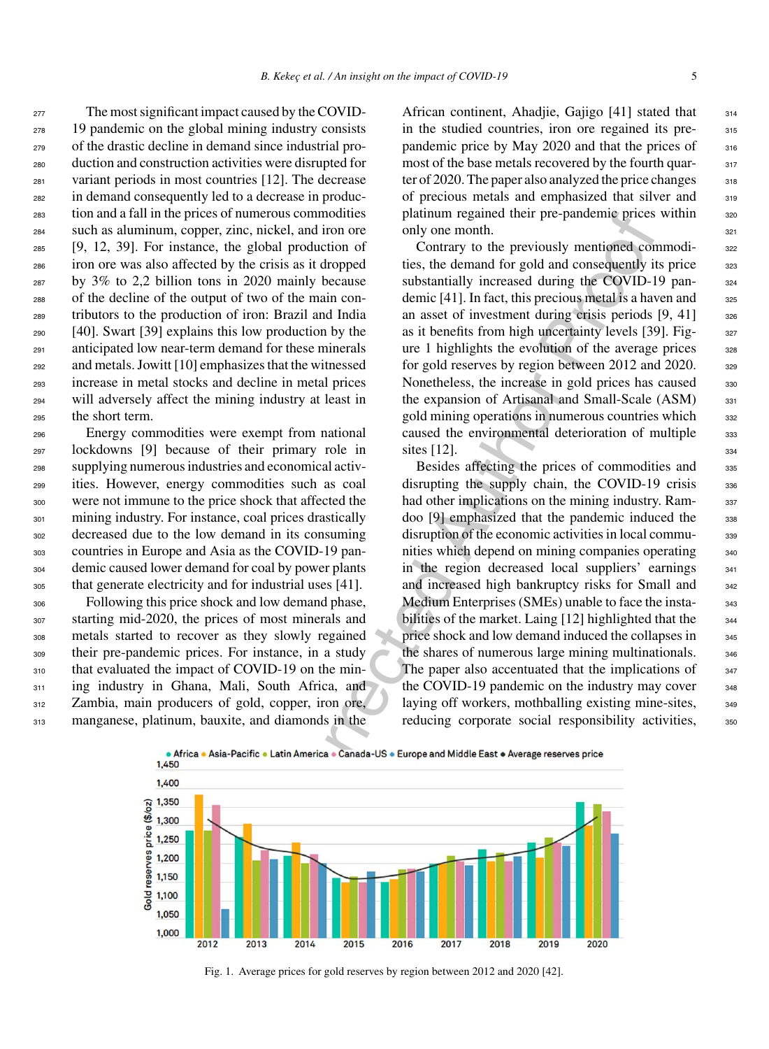The most significant impact caused by the COVID-19 pandemic on the global mining industry consists of the drastic decline in demand since industrial production and construction activities were disrupted for variant periods in most countries [12]. The decrease in demand consequently led to a decrease in production and a fall in the prices of numerous commodities such as aluminum, copper, zinc, nickel, and iron ore [9, 12, 39]. For instance, the global production of iron ore was also affected by the crisis as it dropped by 3% to 2,2 billion tons in 2020 mainly because of the decline of the output of two of the main contributors to the production of iron: Brazil and India [40]. Swart [39] explains this low production by the anticipated low near-term demand for these minerals and metals. Jowitt [10] emphasizes that the witnessed increase in metal stocks and decline in metal prices will adversely affect the mining industry at least in the short term.

Energy commodities were exempt from national lockdowns [9] because of their primary role in supplying numerous industries and economical activities. However, energy commodities such as coal were not immune to the price shock that affected the mining industry. For instance, coal prices drastically decreased due to the low demand in its consuming countries in Europe and Asia as the COVID-19 pandemic caused lower demand for coal by power plants that generate electricity and for industrial uses [41].

Following this price shock and low demand phase, starting mid-2020, the prices of most minerals and metals started to recover as they slowly regained their pre-pandemic prices. For instance, in a study that evaluated the impact of COVID-19 on the mining industry in Ghana, Mali, South Africa, and Zambia, main producers of gold, copper, iron ore, manganese, platinum, bauxite, and diamonds in the African continent, Ahadjie, Gajigo [41] stated that in the studied countries, iron ore regained its pre-pandemic price by May 2020 and that the prices of most of the base metals recovered by the fourth quarter of 2020. The paper also analyzed the price changes of precious metals and emphasized that silver and platinum regained their pre-pandemic prices within only one month.

Contrary to the previously mentioned commodities, the demand for gold and consequently its price substantially increased during the COVID-19 pandemic [41]. In fact, this precious metal is a haven and an asset of investment during crisis periods [9, 41] as it benefits from high uncertainty levels [39]. Figure 1 highlights the evolution of the average prices for gold reserves by region between 2012 and 2020. Nonetheless, the increase in gold prices has caused the expansion of Artisanal and Small-Scale (ASM) gold mining operations in numerous countries which caused the environmental deterioration of multiple sites [12].

Besides affecting the prices of commodities and disrupting the supply chain, the COVID-19 crisis had other implications on the mining industry. Ramdoo [9] emphasized that the pandemic induced the disruption of the economic activities in local communities which depend on mining companies operating in the region decreased local suppliers' earnings and increased high bankruptcy risks for Small and Medium Enterprises (SMEs) unable to face the instabilities of the market. Laing [12] highlighted that the price shock and low demand induced the collapses in the shares of numerous large mining multinationals. The paper also accentuated that the implications of the COVID-19 pandemic on the industry may cover laying off workers, mothballing existing mine-sites, reducing corporate social responsibility activities,

Fig. 1. Average prices for gold reserves by region between 2012 and 2020 [42].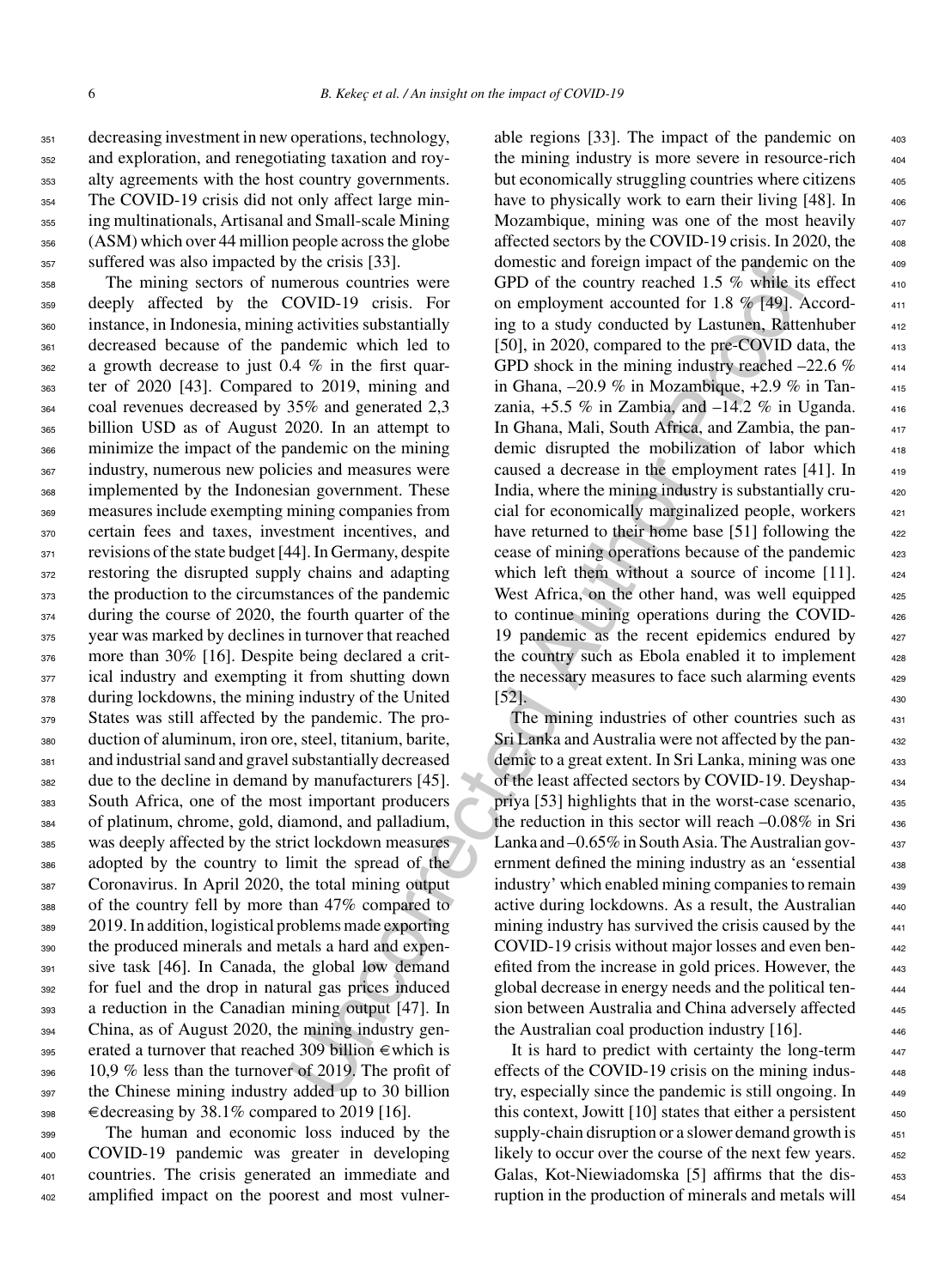decreasing investment in new operations, technology, and exploration, and renegotiating taxation and royalty agreements with the host country governments. The COVID-19 crisis did not only affect large mining multinationals, Artisanal and Small-scale Mining (ASM) which over 44 million people across the globe suffered was also impacted by the crisis [33].

The mining sectors of numerous countries were deeply affected by the COVID-19 crisis. For instance, in Indonesia, mining activities substantially decreased because of the pandemic which led to a growth decrease to just 0.4 % in the first quarter of 2020 [43]. Compared to 2019, mining and coal revenues decreased by 35% and generated 2,3 billion USD as of August 2020. In an attempt to minimize the impact of the pandemic on the mining industry, numerous new policies and measures were implemented by the Indonesian government. These measures include exempting mining companies from certain fees and taxes, investment incentives, and revisions of the state budget [44]. In Germany, despite restoring the disrupted supply chains and adapting the production to the circumstances of the pandemic during the course of 2020, the fourth quarter of the year was marked by declines in turnover that reached more than 30% [16]. Despite being declared a critical industry and exempting it from shutting down during lockdowns, the mining industry of the United States was still affected by the pandemic. The production of aluminum, iron ore, steel, titanium, barite, and industrial sand and gravel substantially decreased due to the decline in demand by manufacturers [45]. South Africa, one of the most important producers of platinum, chrome, gold, diamond, and palladium, was deeply affected by the strict lockdown measures adopted by the country to limit the spread of the Coronavirus. In April 2020, the total mining output of the country fell by more than 47% compared to 2019. In addition, logistical problems made exporting the produced minerals and metals a hard and expensive task [46]. In Canada, the global low demand for fuel and the drop in natural gas prices induced a reduction in the Canadian mining output [47]. In China, as of August 2020, the mining industry generated a turnover that reached 309 billion €which is 10,9 % less than the turnover of 2019. The profit of the Chinese mining industry added up to 30 billion €decreasing by 38.1% compared to 2019 [16].

The human and economic loss induced by the COVID-19 pandemic was greater in developing countries. The crisis generated an immediate and amplified impact on the poorest and most vulnerable regions [33]. The impact of the pandemic on the mining industry is more severe in resource-rich but economically struggling countries where citizens have to physically work to earn their living [48]. In Mozambique, mining was one of the most heavily affected sectors by the COVID-19 crisis. In 2020, the domestic and foreign impact of the pandemic on the GPD of the country reached 1.5 % while its effect on employment accounted for 1.8 % [49]. According to a study conducted by Lastunen, Rattenhuber [50], in 2020, compared to the pre-COVID data, the GPD shock in the mining industry reached –22.6 % in Ghana, –20.9 % in Mozambique, +2.9 % in Tanzania, +5.5 % in Zambia, and –14.2 % in Uganda. In Ghana, Mali, South Africa, and Zambia, the pandemic disrupted the mobilization of labor which caused a decrease in the employment rates [41]. In India, where the mining industry is substantially crucial for economically marginalized people, workers have returned to their home base [51] following the cease of mining operations because of the pandemic which left them without a source of income [11]. West Africa, on the other hand, was well equipped to continue mining operations during the COVID-19 pandemic as the recent epidemics endured by the country such as Ebola enabled it to implement the necessary measures to face such alarming events [52].

The mining industries of other countries such as Sri Lanka and Australia were not affected by the pandemic to a great extent. In Sri Lanka, mining was one of the least affected sectors by COVID-19. Deyshappriya [53] highlights that in the worst-case scenario, the reduction in this sector will reach –0.08% in Sri Lanka and –0.65% in South Asia. The Australian government defined the mining industry as an 'essential industry' which enabled mining companies to remain active during lockdowns. As a result, the Australian mining industry has survived the crisis caused by the COVID-19 crisis without major losses and even benefited from the increase in gold prices. However, the global decrease in energy needs and the political tension between Australia and China adversely affected the Australian coal production industry [16].

It is hard to predict with certainty the long-term effects of the COVID-19 crisis on the mining industry, especially since the pandemic is still ongoing. In this context, Jowitt [10] states that either a persistent supply-chain disruption or a slower demand growth is likely to occur over the course of the next few years. Galas, Kot-Niewiadomska [5] affirms that the disruption in the production of minerals and metals will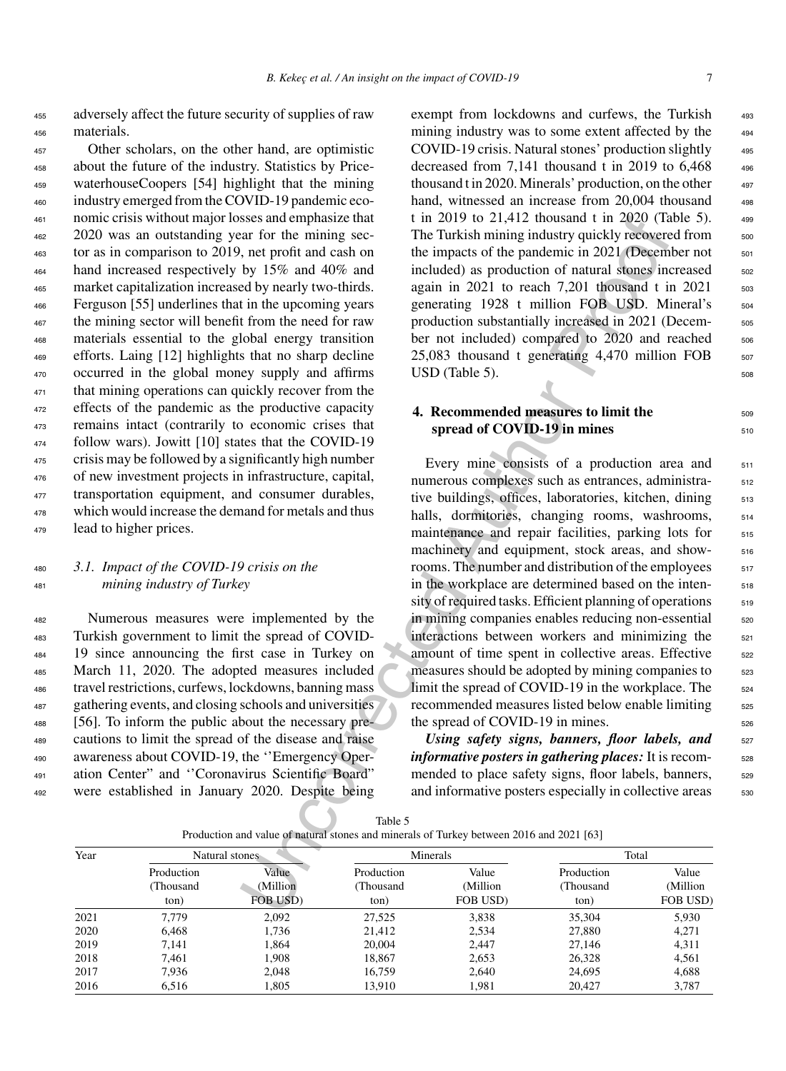adversely affect the future security of supplies of raw materials.

Other scholars, on the other hand, are optimistic about the future of the industry. Statistics by PricewaterhouseCoopers [54] highlight that the mining industry emerged from the COVID-19 pandemic economic crisis without major losses and emphasize that 2020 was an outstanding year for the mining sector as in comparison to 2019, net profit and cash on hand increased respectively by 15% and 40% and market capitalization increased by nearly two-thirds. Ferguson [55] underlines that in the upcoming years the mining sector will benefit from the need for raw materials essential to the global energy transition efforts. Laing [12] highlights that no sharp decline occurred in the global money supply and affirms that mining operations can quickly recover from the effects of the pandemic as the productive capacity remains intact (contrarily to economic crises that follow wars). Jowitt [10] states that the COVID-19 crisis may be followed by a significantly high number of new investment projects in infrastructure, capital, transportation equipment, and consumer durables, which would increase the demand for metals and thus lead to higher prices.

### 3.1. Impact of the COVID-19 crisis on the mining industry of Turkey

Numerous measures were implemented by the Turkish government to limit the spread of COVID-19 since announcing the first case in Turkey on March 11, 2020. The adopted measures included travel restrictions, curfews, lockdowns, banning mass gathering events, and closing schools and universities [56]. To inform the public about the necessary precautions to limit the spread of the disease and raise awareness about COVID-19, the ''Emergency Operation Center'' and ''Coronavirus Scientific Board'' were established in January 2020. Despite being exempt from lockdowns and curfews, the Turkish mining industry was to some extent affected by the COVID-19 crisis. Natural stones' production slightly decreased from 7,141 thousand t in 2019 to 6,468 thousand t in 2020. Minerals' production, on the other hand, witnessed an increase from 20,004 thousand t in 2019 to 21,412 thousand t in 2020 (Table 5). The Turkish mining industry quickly recovered from the impacts of the pandemic in 2021 (December not included) as production of natural stones increased again in 2021 to reach 7,201 thousand t in 2021 generating 1928 t million FOB USD. Mineral's production substantially increased in 2021 (December not included) compared to 2020 and reached 25,083 thousand t generating 4,470 million FOB USD (Table 5).

## 4. Recommended measures to limit the spread of COVID-19 in mines

Every mine consists of a production area and numerous complexes such as entrances, administrative buildings, offices, laboratories, kitchen, dining halls, dormitories, changing rooms, washrooms, maintenance and repair facilities, parking lots for machinery and equipment, stock areas, and showrooms. The number and distribution of the employees in the workplace are determined based on the intensity of required tasks. Efficient planning of operations in mining companies enables reducing non-essential interactions between workers and minimizing the amount of time spent in collective areas. Effective measures should be adopted by mining companies to limit the spread of COVID-19 in the workplace. The recommended measures listed below enable limiting the spread of COVID-19 in mines.

***Using safety signs, banners, floor labels, and informative posters in gathering places:*** It is recommended to place safety signs, floor labels, banners, and informative posters especially in collective areas

Table 5
Production and value of natural stones and minerals of Turkey between 2016 and 2021 [63]

| Year | Natural stones | | Minerals | | Total | |
|---|---|---|---|---|---|---|
| | Production (Thousand ton) | Value (Million FOB USD) | Production (Thousand ton) | Value (Million FOB USD) | Production (Thousand ton) | Value (Million FOB USD) |
| 2021 | 7,779 | 2,092 | 27,525 | 3,838 | 35,304 | 5,930 |
| 2020 | 6,468 | 1,736 | 21,412 | 2,534 | 27,880 | 4,271 |
| 2019 | 7,141 | 1,864 | 20,004 | 2,447 | 27,146 | 4,311 |
| 2018 | 7,461 | 1,908 | 18,867 | 2,653 | 26,328 | 4,561 |
| 2017 | 7,936 | 2,048 | 16,759 | 2,640 | 24,695 | 4,688 |
| 2016 | 6,516 | 1,805 | 13,910 | 1,981 | 20,427 | 3,787 |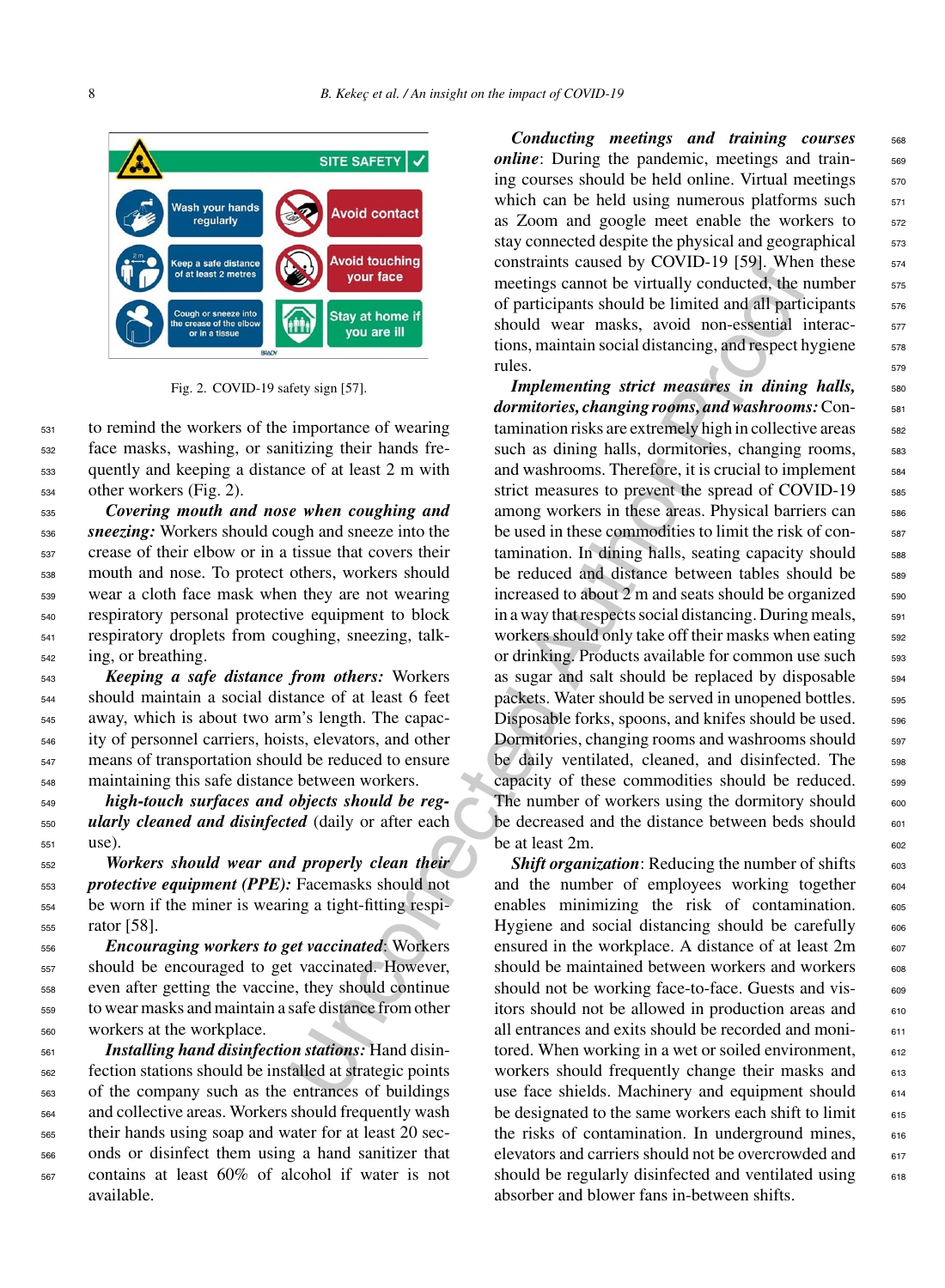Fig. 2. COVID-19 safety sign [57].

to remind the workers of the importance of wearing face masks, washing, or sanitizing their hands frequently and keeping a distance of at least 2 m with other workers (Fig. 2).

***Covering mouth and nose when coughing and sneezing:*** Workers should cough and sneeze into the crease of their elbow or in a tissue that covers their mouth and nose. To protect others, workers should wear a cloth face mask when they are not wearing respiratory personal protective equipment to block respiratory droplets from coughing, sneezing, talking, or breathing.

***Keeping a safe distance from others:*** Workers should maintain a social distance of at least 6 feet away, which is about two arm's length. The capacity of personnel carriers, hoists, elevators, and other means of transportation should be reduced to ensure maintaining this safe distance between workers.

***high-touch surfaces and objects should be regularly cleaned and disinfected*** (daily or after each use).

***Workers should wear and properly clean their protective equipment (PPE):*** Facemasks should not be worn if the miner is wearing a tight-fitting respirator [58].

***Encouraging workers to get vaccinated***: Workers should be encouraged to get vaccinated. However, even after getting the vaccine, they should continue to wear masks and maintain a safe distance from other workers at the workplace.

***Installing hand disinfection stations:*** Hand disinfection stations should be installed at strategic points of the company such as the entrances of buildings and collective areas. Workers should frequently wash their hands using soap and water for at least 20 seconds or disinfect them using a hand sanitizer that contains at least 60% of alcohol if water is not available.

***Conducting meetings and training courses online***: During the pandemic, meetings and training courses should be held online. Virtual meetings which can be held using numerous platforms such as Zoom and google meet enable the workers to stay connected despite the physical and geographical constraints caused by COVID-19 [59]. When these meetings cannot be virtually conducted, the number of participants should be limited and all participants should wear masks, avoid non-essential interactions, maintain social distancing, and respect hygiene rules.

***Implementing strict measures in dining halls, dormitories, changing rooms, and washrooms:*** Contamination risks are extremely high in collective areas such as dining halls, dormitories, changing rooms, and washrooms. Therefore, it is crucial to implement strict measures to prevent the spread of COVID-19 among workers in these areas. Physical barriers can be used in these commodities to limit the risk of contamination. In dining halls, seating capacity should be reduced and distance between tables should be increased to about 2 m and seats should be organized in a way that respects social distancing. During meals, workers should only take off their masks when eating or drinking. Products available for common use such as sugar and salt should be replaced by disposable packets. Water should be served in unopened bottles. Disposable forks, spoons, and knifes should be used. Dormitories, changing rooms and washrooms should be daily ventilated, cleaned, and disinfected. The capacity of these commodities should be reduced. The number of workers using the dormitory should be decreased and the distance between beds should be at least 2m.

***Shift organization***: Reducing the number of shifts and the number of employees working together enables minimizing the risk of contamination. Hygiene and social distancing should be carefully ensured in the workplace. A distance of at least 2m should be maintained between workers and workers should not be working face-to-face. Guests and visitors should not be allowed in production areas and all entrances and exits should be recorded and monitored. When working in a wet or soiled environment, workers should frequently change their masks and use face shields. Machinery and equipment should be designated to the same workers each shift to limit the risks of contamination. In underground mines, elevators and carriers should not be overcrowded and should be regularly disinfected and ventilated using absorber and blower fans in-between shifts.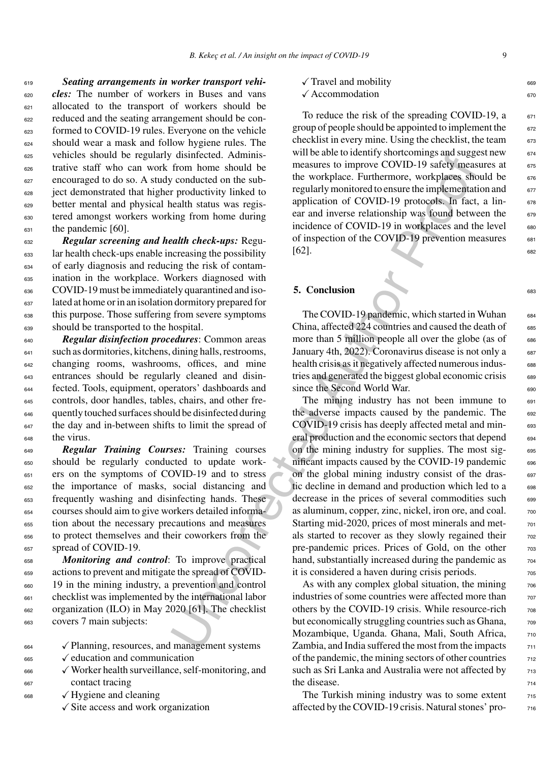***Seating arrangements in worker transport vehicles:*** The number of workers in Buses and vans allocated to the transport of workers should be reduced and the seating arrangement should be conformed to COVID-19 rules. Everyone on the vehicle should wear a mask and follow hygiene rules. The vehicles should be regularly disinfected. Administrative staff who can work from home should be encouraged to do so. A study conducted on the subject demonstrated that higher productivity linked to better mental and physical health status was registered amongst workers working from home during the pandemic [60].

***Regular screening and health check-ups:*** Regular health check-ups enable increasing the possibility of early diagnosis and reducing the risk of contamination in the workplace. Workers diagnosed with COVID-19 must be immediately quarantined and isolated at home or in an isolation dormitory prepared for this purpose. Those suffering from severe symptoms should be transported to the hospital.

***Regular disinfection procedures***: Common areas such as dormitories, kitchens, dining halls, restrooms, changing rooms, washrooms, offices, and mine entrances should be regularly cleaned and disinfected. Tools, equipment, operators' dashboards and controls, door handles, tables, chairs, and other frequently touched surfaces should be disinfected during the day and in-between shifts to limit the spread of the virus.

***Regular Training Courses:*** Training courses should be regularly conducted to update workers on the symptoms of COVID-19 and to stress the importance of masks, social distancing and frequently washing and disinfecting hands. These courses should aim to give workers detailed information about the necessary precautions and measures to protect themselves and their coworkers from the spread of COVID-19.

***Monitoring and control***: To improve practical actions to prevent and mitigate the spread of COVID-19 in the mining industry, a prevention and control checklist was implemented by the international labor organization (ILO) in May 2020 [61]. The checklist covers 7 main subjects:

- ✓ Planning, resources, and management systems
- ✓ education and communication
- ✓ Worker health surveillance, self-monitoring, and contact tracing
- ✓ Hygiene and cleaning
- ✓ Site access and work organization
- ✓ Travel and mobility
- ✓ Accommodation

To reduce the risk of the spreading COVID-19, a group of people should be appointed to implement the checklist in every mine. Using the checklist, the team will be able to identify shortcomings and suggest new measures to improve COVID-19 safety measures at the workplace. Furthermore, workplaces should be regularly monitored to ensure the implementation and application of COVID-19 protocols. In fact, a linear and inverse relationship was found between the incidence of COVID-19 in workplaces and the level of inspection of the COVID-19 prevention measures [62].

## 5. Conclusion

The COVID-19 pandemic, which started in Wuhan China, affected 224 countries and caused the death of more than 5 million people all over the globe (as of January 4th, 2022). Coronavirus disease is not only a health crisis as it negatively affected numerous industries and generated the biggest global economic crisis since the Second World War.

The mining industry has not been immune to the adverse impacts caused by the pandemic. The COVID-19 crisis has deeply affected metal and mineral production and the economic sectors that depend on the mining industry for supplies. The most significant impacts caused by the COVID-19 pandemic on the global mining industry consist of the drastic decline in demand and production which led to a decrease in the prices of several commodities such as aluminum, copper, zinc, nickel, iron ore, and coal. Starting mid-2020, prices of most minerals and metals started to recover as they slowly regained their pre-pandemic prices. Prices of Gold, on the other hand, substantially increased during the pandemic as it is considered a haven during crisis periods.

As with any complex global situation, the mining industries of some countries were affected more than others by the COVID-19 crisis. While resource-rich but economically struggling countries such as Ghana, Mozambique, Uganda. Ghana, Mali, South Africa, Zambia, and India suffered the most from the impacts of the pandemic, the mining sectors of other countries such as Sri Lanka and Australia were not affected by the disease.

The Turkish mining industry was to some extent affected by the COVID-19 crisis. Natural stones' pro-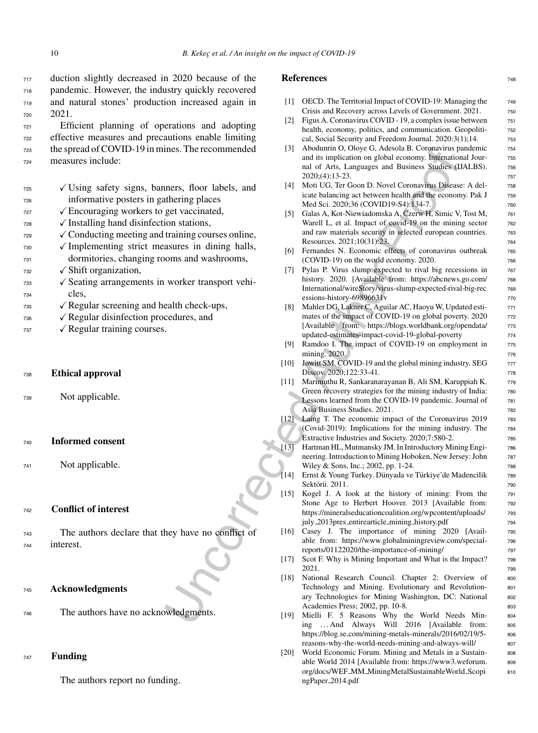duction slightly decreased in 2020 because of the pandemic. However, the industry quickly recovered and natural stones' production increased again in 2021.

Efficient planning of operations and adopting effective measures and precautions enable limiting the spread of COVID-19 in mines. The recommended measures include:

- ✓ Using safety signs, banners, floor labels, and informative posters in gathering places
- ✓ Encouraging workers to get vaccinated,
- ✓ Installing hand disinfection stations,
- ✓ Conducting meeting and training courses online,
- ✓ Implementing strict measures in dining halls, dormitories, changing rooms and washrooms,
- ✓ Shift organization,
- ✓ Seating arrangements in worker transport vehicles,
- ✓ Regular screening and health check-ups,
- ✓ Regular disinfection procedures, and
- ✓ Regular training courses.

## Ethical approval

Not applicable.

## Informed consent

Not applicable.

## Conflict of interest

The authors declare that they have no conflict of interest.

## Acknowledgments

The authors have no acknowledgments.

## Funding

The authors report no funding.

## References

[1] OECD. The Territorial Impact of COVID-19: Managing the Crisis and Recovery across Levels of Government. 2021.

[2] Figus A. Coronavirus COVID - 19, a complex issue between health, economy, politics, and communication. Geopolitical, Social Security and Freedom Journal. 2020:3(1);14.

[3] Abodunrin O, Oloye G, Adesola B. Coronavirus pandemic and its implication on global economy. International Journal of Arts, Languages and Business Studies (IJALBS). 2020;(4):13-23.

[4] Moti UG, Ter Goon D. Novel Coronavirus Disease: A delicate balancing act between health and the economy. Pak J Med Sci. 2020;36 (COVID19-S4):134-7.

[5] Galas A, Kot-Niewiadomska A, Czerw H, Simic V, Tost M, Warell L, et al. Impact of covid-19 on the mining sector and raw materials security in selected european countries. Resources. 2021;10(31):23.

[6] Fernandes N. Economic effects of coronavirus outbreak (COVID-19) on the world economy. 2020.

[7] Pylas P. Virus slump expected to rival big recessions in history. 2020. [Available from: https://abcnews.go.com/International/wireStory/virus-slump-expected-rival-big-recessions-history-69896631v

[8] Mahler DG, Lakner C, Aguilar AC, Haoyu W, Updated estimates of the impact of COVID-19 on global poverty. 2020 [Available from: https://blogs.worldbank.org/opendata/updated-estimates-impact-covid-19-global-poverty

[9] Ramdoo I. The impact of COVID-19 on employment in mining. 2020.

[10] Jowitt SM. COVID-19 and the global mining industry. SEG Discov. 2020;122:33-41.

[11] Marimuthu R, Sankaranarayanan B, Ali SM, Karuppiah K. Green recovery strategies for the mining industry of India: Lessons learned from the COVID-19 pandemic. Journal of Asia Business Studies. 2021.

[12] Laing T. The economic impact of the Coronavirus 2019 (Covid-2019): Implications for the mining industry. The Extractive Industries and Society. 2020;7:580-2.

[13] Hartman HL, Mutmansky JM. In Introductory Mining Engineering. Introduction to Mining Hoboken, New Jersey: John Wiley & Sons, Inc.; 2002, pp. 1-24.

[14] Ernst & Young Turkey. Dünyada ve Türkiye'de Madencilik Sektörü. 2011.

[15] Kogel J. A look at the history of mining: From the Stone Age to Herbert Hoover. 2013 [Available from: https://mineralseducationcoalition.org/wpcontent/uploads/july_2013pres_entirearticle_mining_history.pdf

[16] Casey J. The importance of mining 2020 [Available from: https://www.globalminingreview.com/special-reports/01122020/the-importance-of-mining/

[17] Scot F. Why is Mining Important and What is the Impact? 2021.

[18] National Research Council. Chapter 2: Overview of Technology and Mining. Evolutionary and Revolutionary Technologies for Mining Washington, DC: National Academies Press; 2002, pp. 10-8.

[19] Mielli F. 5 Reasons Why the World Needs Mining …And Always Will 2016 [Available from: https://blog.se.com/mining-metals-minerals/2016/02/19/5-reasons-why-the-world-needs-mining-and-always-will/

[20] World Economic Forum. Mining and Metals in a Sustainable World 2014 [Available from: https://www3.weforum.org/docs/WEF_MM_MiningMetalSustainableWorld_ScopingPaper_2014.pdf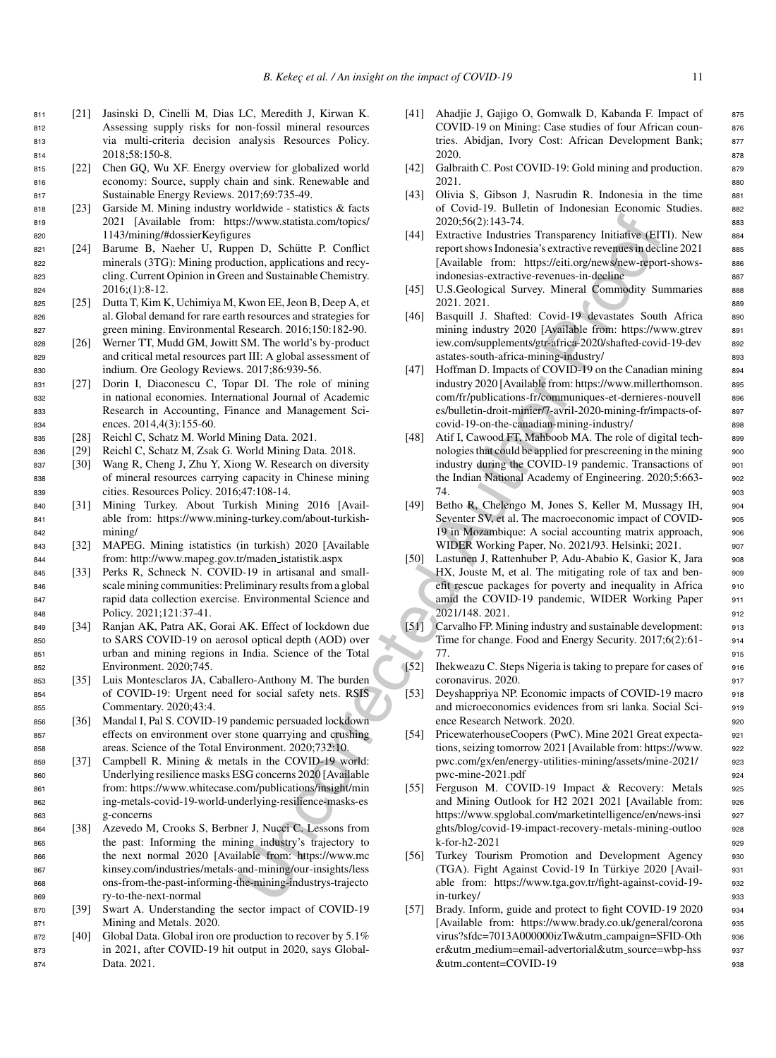[21] Jasinski D, Cinelli M, Dias LC, Meredith J, Kirwan K. Assessing supply risks for non-fossil mineral resources via multi-criteria decision analysis Resources Policy. 2018;58:150-8.

[22] Chen GQ, Wu XF. Energy overview for globalized world economy: Source, supply chain and sink. Renewable and Sustainable Energy Reviews. 2017;69:735-49.

[23] Garside M. Mining industry worldwide - statistics & facts 2021 [Available from: https://www.statista.com/topics/1143/mining/#dossierKeyfigures

[24] Barume B, Naeher U, Ruppen D, Schütte P. Conflict minerals (3TG): Mining production, applications and recycling. Current Opinion in Green and Sustainable Chemistry. 2016;(1):8-12.

[25] Dutta T, Kim K, Uchimiya M, Kwon EE, Jeon B, Deep A, et al. Global demand for rare earth resources and strategies for green mining. Environmental Research. 2016;150:182-90.

[26] Werner TT, Mudd GM, Jowitt SM. The world's by-product and critical metal resources part III: A global assessment of indium. Ore Geology Reviews. 2017;86:939-56.

[27] Dorin I, Diaconescu C, Topar DI. The role of mining in national economies. International Journal of Academic Research in Accounting, Finance and Management Sciences. 2014,4(3):155-60.

[28] Reichl C, Schatz M. World Mining Data. 2021.

[29] Reichl C, Schatz M, Zsak G. World Mining Data. 2018.

[30] Wang R, Cheng J, Zhu Y, Xiong W. Research on diversity of mineral resources carrying capacity in Chinese mining cities. Resources Policy. 2016;47:108-14.

[31] Mining Turkey. About Turkish Mining 2016 [Available from: https://www.mining-turkey.com/about-turkish-mining/

[32] MAPEG. Mining istatistics (in turkish) 2020 [Available from: http://www.mapeg.gov.tr/maden_istatistik.aspx

[33] Perks R, Schneck N. COVID-19 in artisanal and small-scale mining communities: Preliminary results from a global rapid data collection exercise. Environmental Science and Policy. 2021;121:37-41.

[34] Ranjan AK, Patra AK, Gorai AK. Effect of lockdown due to SARS COVID-19 on aerosol optical depth (AOD) over urban and mining regions in India. Science of the Total Environment. 2020;745.

[35] Luis Montesclaros JA, Caballero-Anthony M. The burden of COVID-19: Urgent need for social safety nets. RSIS Commentary. 2020;43:4.

[36] Mandal I, Pal S. COVID-19 pandemic persuaded lockdown effects on environment over stone quarrying and crushing areas. Science of the Total Environment. 2020;732:10.

[37] Campbell R. Mining & metals in the COVID-19 world: Underlying resilience masks ESG concerns 2020 [Available from: https://www.whitecase.com/publications/insight/mining-metals-covid-19-world-underlying-resilience-masks-esg-concerns

[38] Azevedo M, Crooks S, Berbner J, Nucci C. Lessons from the past: Informing the mining industry's trajectory to the next normal 2020 [Available from: https://www.mckinsey.com/industries/metals-and-mining/our-insights/lessons-from-the-past-informing-the-mining-industrys-trajectory-to-the-next-normal

[39] Swart A. Understanding the sector impact of COVID-19 Mining and Metals. 2020.

[40] Global Data. Global iron ore production to recover by 5.1% in 2021, after COVID-19 hit output in 2020, says GlobalData. 2021.

[41] Ahadjie J, Gajigo O, Gomwalk D, Kabanda F. Impact of COVID-19 on Mining: Case studies of four African countries. Abidjan, Ivory Cost: African Development Bank; 2020.

[42] Galbraith C. Post COVID-19: Gold mining and production. 2021.

[43] Olivia S, Gibson J, Nasrudin R. Indonesia in the time of Covid-19. Bulletin of Indonesian Economic Studies. 2020;56(2):143-74.

[44] Extractive Industries Transparency Initiative (EITI). New report shows Indonesia's extractive revenues in decline 2021 [Available from: https://eiti.org/news/new-report-shows-indonesias-extractive-revenues-in-decline

[45] U.S.Geological Survey. Mineral Commodity Summaries 2021. 2021.

[46] Basquill J. Shafted: Covid-19 devastates South Africa mining industry 2020 [Available from: https://www.gtreview.com/supplements/gtr-africa-2020/shafted-covid-19-devastates-south-africa-mining-industry/

[47] Hoffman D. Impacts of COVID-19 on the Canadian mining industry 2020 [Available from: https://www.millerthomson.com/fr/publications-fr/communiques-et-dernieres-nouvelles/bulletin-droit-minier/7-avril-2020-mining-fr/impacts-of-covid-19-on-the-canadian-mining-industry/

[48] Atif I, Cawood FT, Mahboob MA. The role of digital technologies that could be applied for prescreening in the mining industry during the COVID-19 pandemic. Transactions of the Indian National Academy of Engineering. 2020;5:663-74.

[49] Betho R, Chelengo M, Jones S, Keller M, Mussagy IH, Seventer SV, et al. The macroeconomic impact of COVID-19 in Mozambique: A social accounting matrix approach, WIDER Working Paper, No. 2021/93. Helsinki; 2021.

[50] Lastunen J, Rattenhuber P, Adu-Ababio K, Gasior K, Jara HX, Jouste M, et al. The mitigating role of tax and benefit rescue packages for poverty and inequality in Africa amid the COVID-19 pandemic, WIDER Working Paper 2021/148. 2021.

[51] Carvalho FP. Mining industry and sustainable development: Time for change. Food and Energy Security. 2017;6(2):61-77.

[52] Ihekweazu C. Steps Nigeria is taking to prepare for cases of coronavirus. 2020.

[53] Deyshappriya NP. Economic impacts of COVID-19 macro and microeconomics evidences from sri lanka. Social Science Research Network. 2020.

[54] PricewaterhouseCoopers (PwC). Mine 2021 Great expectations, seizing tomorrow 2021 [Available from: https://www.pwc.com/gx/en/energy-utilities-mining/assets/mine-2021/pwc-mine-2021.pdf

[55] Ferguson M. COVID-19 Impact & Recovery: Metals and Mining Outlook for H2 2021 2021 [Available from: https://www.spglobal.com/marketintelligence/en/news-insights/blog/covid-19-impact-recovery-metals-mining-outlook-for-h2-2021

[56] Turkey Tourism Promotion and Development Agency (TGA). Fight Against Covid-19 In Türkiye 2020 [Available from: https://www.tga.gov.tr/fight-against-covid-19-in-turkey/

[57] Brady. Inform, guide and protect to fight COVID-19 2020 [Available from: https://www.brady.co.uk/general/coronavirus?sfdc=7013A000000izTw&utm_campaign=SFID-Other&utm_medium=email-advertorial&utm_source=wbp-hss&utm_content=COVID-19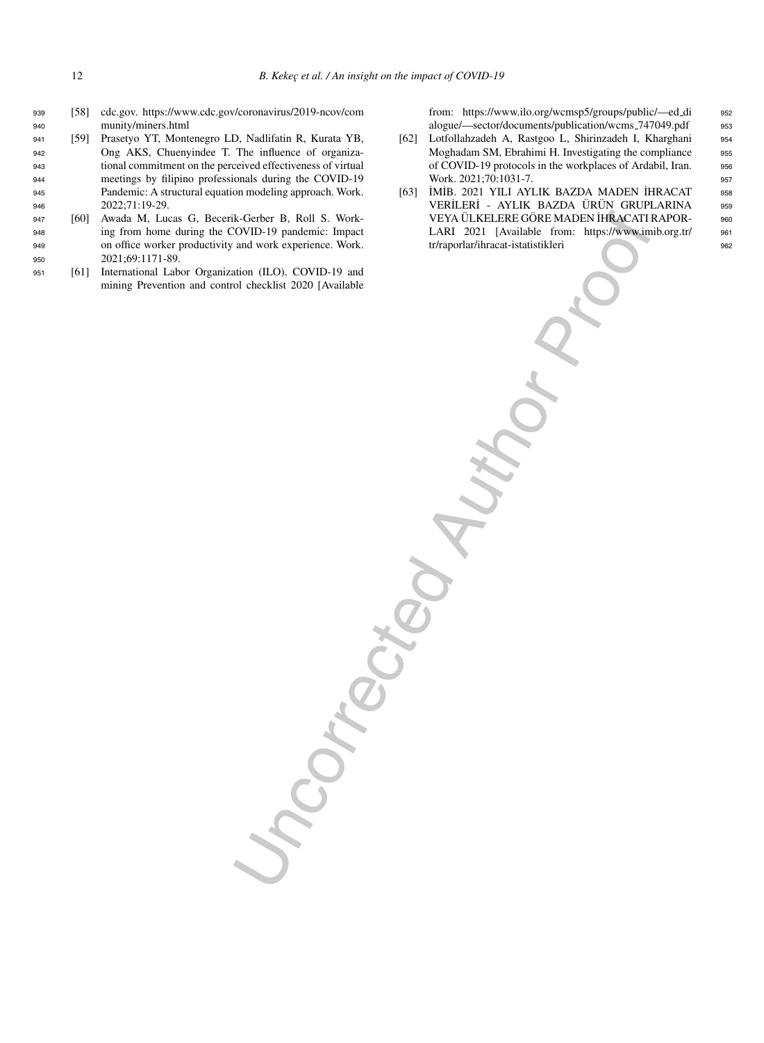[58] cdc.gov. https://www.cdc.gov/coronavirus/2019-ncov/community/miners.html

[59] Prasetyo YT, Montenegro LD, Nadlifatin R, Kurata YB, Ong AKS, Chuenyindee T. The influence of organizational commitment on the perceived effectiveness of virtual meetings by filipino professionals during the COVID-19 Pandemic: A structural equation modeling approach. Work. 2022;71:19-29.

[60] Awada M, Lucas G, Becerik-Gerber B, Roll S. Working from home during the COVID-19 pandemic: Impact on office worker productivity and work experience. Work. 2021;69:1171-89.

[61] International Labor Organization (ILO). COVID-19 and mining Prevention and control checklist 2020 [Available from: https://www.ilo.org/wcmsp5/groups/public/—ed_dialogue/—sector/documents/publication/wcms_747049.pdf

[62] Lotfollahzadeh A, Rastgoo L, Shirinzadeh I, Kharghani Moghadam SM, Ebrahimi H. Investigating the compliance of COVID-19 protocols in the workplaces of Ardabil, Iran. Work. 2021;70:1031-7.

[63] İMİB. 2021 YILI AYLIK BAZDA MADEN İHRACAT VERİLERİ - AYLIK BAZDA ÜRÜN GRUPLARINA VEYA ÜLKELERE GÖRE MADEN İHRACATI RAPORLARI 2021 [Available from: https://www.imib.org.tr/tr/raporlar/ihracat-istatistikleri